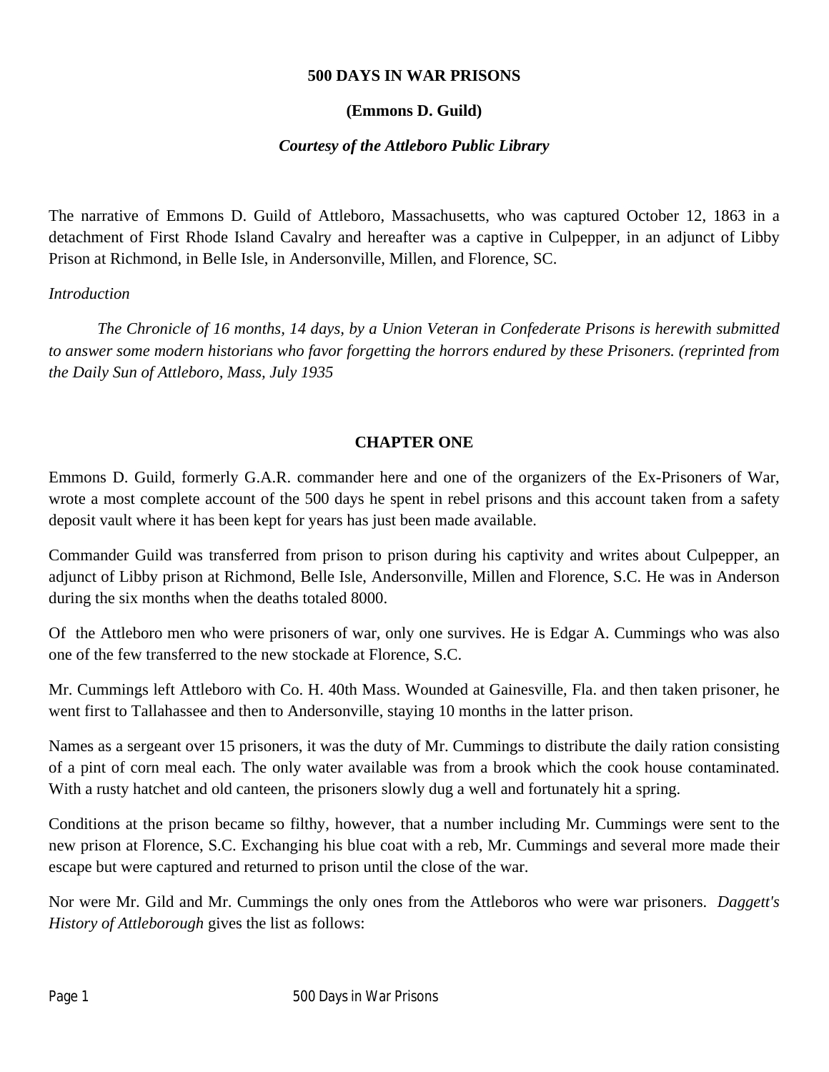# 500 DAYS IN WAR PRISONS

**(Emmons D. Guild)**

***Courtesy of the Attleboro Public Library***

The narrative of Emmons D. Guild of Attleboro, Massachusetts, who was captured October 12, 1863 in a detachment of First Rhode Island Cavalry and hereafter was a captive in Culpepper, in an adjunct of Libby Prison at Richmond, in Belle Isle, in Andersonville, Millen, and Florence, SC.

*Introduction*

*The Chronicle of 16 months, 14 days, by a Union Veteran in Confederate Prisons is herewith submitted to answer some modern historians who favor forgetting the horrors endured by these Prisoners. (reprinted from the Daily Sun of Attleboro, Mass, July 1935*

## CHAPTER ONE

Emmons D. Guild, formerly G.A.R. commander here and one of the organizers of the Ex-Prisoners of War, wrote a most complete account of the 500 days he spent in rebel prisons and this account taken from a safety deposit vault where it has been kept for years has just been made available.

Commander Guild was transferred from prison to prison during his captivity and writes about Culpepper, an adjunct of Libby prison at Richmond, Belle Isle, Andersonville, Millen and Florence, S.C. He was in Anderson during the six months when the deaths totaled 8000.

Of the Attleboro men who were prisoners of war, only one survives. He is Edgar A. Cummings who was also one of the few transferred to the new stockade at Florence, S.C.

Mr. Cummings left Attleboro with Co. H. 40th Mass. Wounded at Gainesville, Fla. and then taken prisoner, he went first to Tallahassee and then to Andersonville, staying 10 months in the latter prison.

Names as a sergeant over 15 prisoners, it was the duty of Mr. Cummings to distribute the daily ration consisting of a pint of corn meal each. The only water available was from a brook which the cook house contaminated. With a rusty hatchet and old canteen, the prisoners slowly dug a well and fortunately hit a spring.

Conditions at the prison became so filthy, however, that a number including Mr. Cummings were sent to the new prison at Florence, S.C. Exchanging his blue coat with a reb, Mr. Cummings and several more made their escape but were captured and returned to prison until the close of the war.

Nor were Mr. Gild and Mr. Cummings the only ones from the Attleboros who were war prisoners. *Daggett's History of Attleborough* gives the list as follows: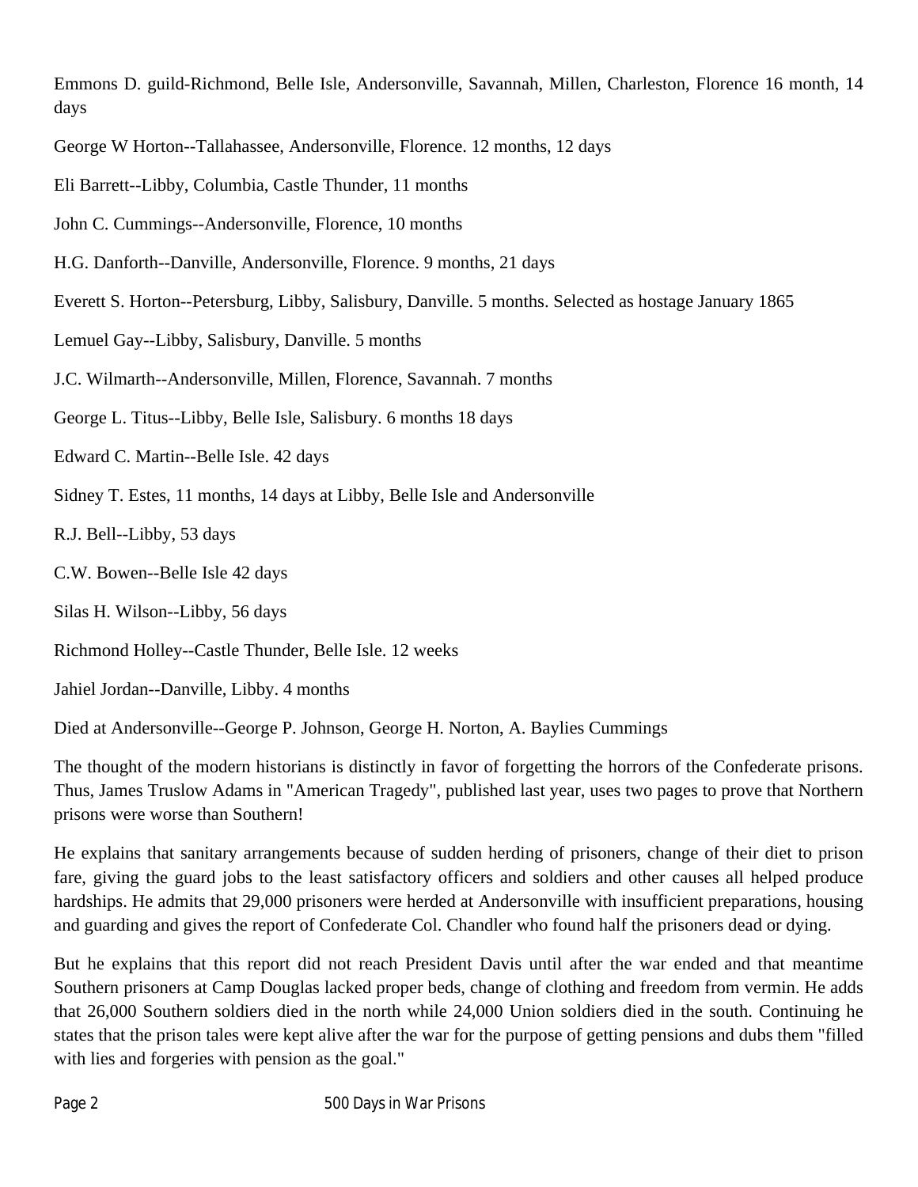Emmons D. guild-Richmond, Belle Isle, Andersonville, Savannah, Millen, Charleston, Florence 16 month, 14 days

George W Horton--Tallahassee, Andersonville, Florence. 12 months, 12 days

Eli Barrett--Libby, Columbia, Castle Thunder, 11 months

John C. Cummings--Andersonville, Florence, 10 months

H.G. Danforth--Danville, Andersonville, Florence. 9 months, 21 days

Everett S. Horton--Petersburg, Libby, Salisbury, Danville. 5 months. Selected as hostage January 1865

Lemuel Gay--Libby, Salisbury, Danville. 5 months

J.C. Wilmarth--Andersonville, Millen, Florence, Savannah. 7 months

George L. Titus--Libby, Belle Isle, Salisbury. 6 months 18 days

Edward C. Martin--Belle Isle. 42 days

Sidney T. Estes, 11 months, 14 days at Libby, Belle Isle and Andersonville

R.J. Bell--Libby, 53 days

C.W. Bowen--Belle Isle 42 days

Silas H. Wilson--Libby, 56 days

Richmond Holley--Castle Thunder, Belle Isle. 12 weeks

Jahiel Jordan--Danville, Libby. 4 months

Died at Andersonville--George P. Johnson, George H. Norton, A. Baylies Cummings

The thought of the modern historians is distinctly in favor of forgetting the horrors of the Confederate prisons. Thus, James Truslow Adams in "American Tragedy", published last year, uses two pages to prove that Northern prisons were worse than Southern!

He explains that sanitary arrangements because of sudden herding of prisoners, change of their diet to prison fare, giving the guard jobs to the least satisfactory officers and soldiers and other causes all helped produce hardships. He admits that 29,000 prisoners were herded at Andersonville with insufficient preparations, housing and guarding and gives the report of Confederate Col. Chandler who found half the prisoners dead or dying.

But he explains that this report did not reach President Davis until after the war ended and that meantime Southern prisoners at Camp Douglas lacked proper beds, change of clothing and freedom from vermin. He adds that 26,000 Southern soldiers died in the north while 24,000 Union soldiers died in the south. Continuing he states that the prison tales were kept alive after the war for the purpose of getting pensions and dubs them "filled with lies and forgeries with pension as the goal."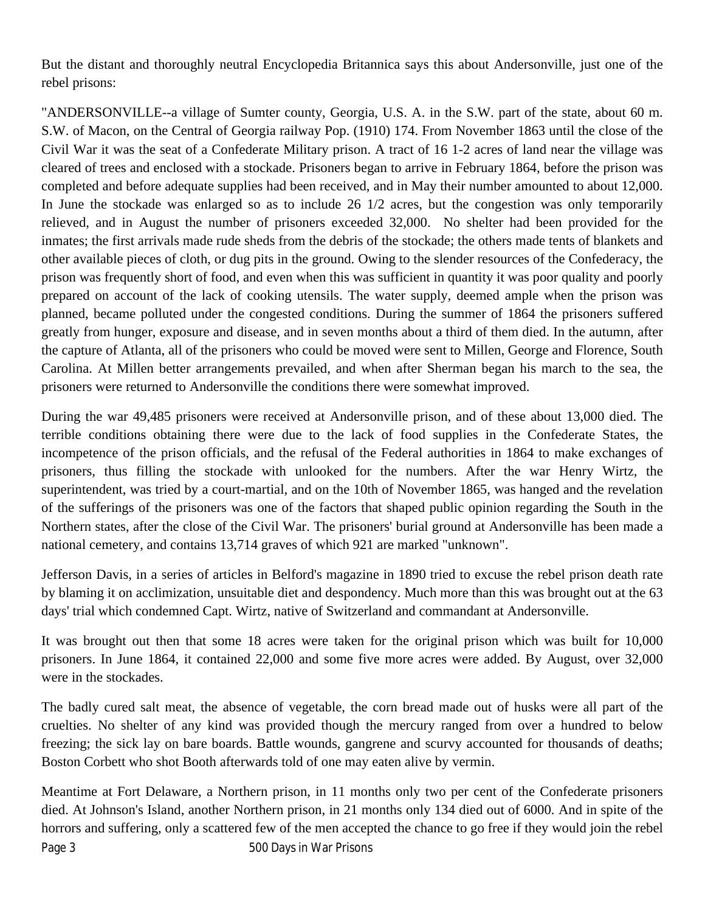But the distant and thoroughly neutral Encyclopedia Britannica says this about Andersonville, just one of the rebel prisons:

"ANDERSONVILLE--a village of Sumter county, Georgia, U.S. A. in the S.W. part of the state, about 60 m. S.W. of Macon, on the Central of Georgia railway Pop. (1910) 174. From November 1863 until the close of the Civil War it was the seat of a Confederate Military prison. A tract of 16 1-2 acres of land near the village was cleared of trees and enclosed with a stockade. Prisoners began to arrive in February 1864, before the prison was completed and before adequate supplies had been received, and in May their number amounted to about 12,000. In June the stockade was enlarged so as to include 26 1/2 acres, but the congestion was only temporarily relieved, and in August the number of prisoners exceeded 32,000. No shelter had been provided for the inmates; the first arrivals made rude sheds from the debris of the stockade; the others made tents of blankets and other available pieces of cloth, or dug pits in the ground. Owing to the slender resources of the Confederacy, the prison was frequently short of food, and even when this was sufficient in quantity it was poor quality and poorly prepared on account of the lack of cooking utensils. The water supply, deemed ample when the prison was planned, became polluted under the congested conditions. During the summer of 1864 the prisoners suffered greatly from hunger, exposure and disease, and in seven months about a third of them died. In the autumn, after the capture of Atlanta, all of the prisoners who could be moved were sent to Millen, George and Florence, South Carolina. At Millen better arrangements prevailed, and when after Sherman began his march to the sea, the prisoners were returned to Andersonville the conditions there were somewhat improved.

During the war 49,485 prisoners were received at Andersonville prison, and of these about 13,000 died. The terrible conditions obtaining there were due to the lack of food supplies in the Confederate States, the incompetence of the prison officials, and the refusal of the Federal authorities in 1864 to make exchanges of prisoners, thus filling the stockade with unlooked for the numbers. After the war Henry Wirtz, the superintendent, was tried by a court-martial, and on the 10th of November 1865, was hanged and the revelation of the sufferings of the prisoners was one of the factors that shaped public opinion regarding the South in the Northern states, after the close of the Civil War. The prisoners' burial ground at Andersonville has been made a national cemetery, and contains 13,714 graves of which 921 are marked "unknown".

Jefferson Davis, in a series of articles in Belford's magazine in 1890 tried to excuse the rebel prison death rate by blaming it on acclimization, unsuitable diet and despondency. Much more than this was brought out at the 63 days' trial which condemned Capt. Wirtz, native of Switzerland and commandant at Andersonville.

It was brought out then that some 18 acres were taken for the original prison which was built for 10,000 prisoners. In June 1864, it contained 22,000 and some five more acres were added. By August, over 32,000 were in the stockades.

The badly cured salt meat, the absence of vegetable, the corn bread made out of husks were all part of the cruelties. No shelter of any kind was provided though the mercury ranged from over a hundred to below freezing; the sick lay on bare boards. Battle wounds, gangrene and scurvy accounted for thousands of deaths; Boston Corbett who shot Booth afterwards told of one may eaten alive by vermin.

Meantime at Fort Delaware, a Northern prison, in 11 months only two per cent of the Confederate prisoners died. At Johnson's Island, another Northern prison, in 21 months only 134 died out of 6000. And in spite of the horrors and suffering, only a scattered few of the men accepted the chance to go free if they would join the rebel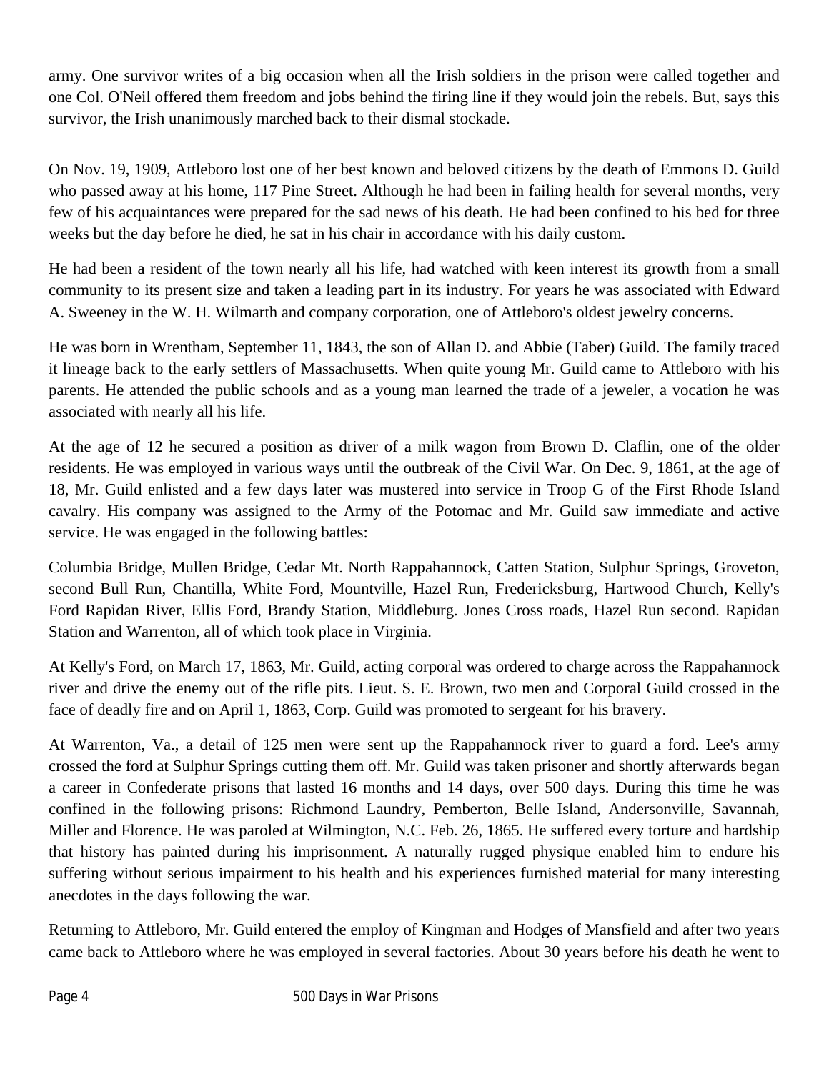army. One survivor writes of a big occasion when all the Irish soldiers in the prison were called together and one Col. O'Neil offered them freedom and jobs behind the firing line if they would join the rebels. But, says this survivor, the Irish unanimously marched back to their dismal stockade.

On Nov. 19, 1909, Attleboro lost one of her best known and beloved citizens by the death of Emmons D. Guild who passed away at his home, 117 Pine Street. Although he had been in failing health for several months, very few of his acquaintances were prepared for the sad news of his death. He had been confined to his bed for three weeks but the day before he died, he sat in his chair in accordance with his daily custom.

He had been a resident of the town nearly all his life, had watched with keen interest its growth from a small community to its present size and taken a leading part in its industry. For years he was associated with Edward A. Sweeney in the W. H. Wilmarth and company corporation, one of Attleboro's oldest jewelry concerns.

He was born in Wrentham, September 11, 1843, the son of Allan D. and Abbie (Taber) Guild. The family traced it lineage back to the early settlers of Massachusetts. When quite young Mr. Guild came to Attleboro with his parents. He attended the public schools and as a young man learned the trade of a jeweler, a vocation he was associated with nearly all his life.

At the age of 12 he secured a position as driver of a milk wagon from Brown D. Claflin, one of the older residents. He was employed in various ways until the outbreak of the Civil War. On Dec. 9, 1861, at the age of 18, Mr. Guild enlisted and a few days later was mustered into service in Troop G of the First Rhode Island cavalry. His company was assigned to the Army of the Potomac and Mr. Guild saw immediate and active service. He was engaged in the following battles:

Columbia Bridge, Mullen Bridge, Cedar Mt. North Rappahannock, Catten Station, Sulphur Springs, Groveton, second Bull Run, Chantilla, White Ford, Mountville, Hazel Run, Fredericksburg, Hartwood Church, Kelly's Ford Rapidan River, Ellis Ford, Brandy Station, Middleburg. Jones Cross roads, Hazel Run second. Rapidan Station and Warrenton, all of which took place in Virginia.

At Kelly's Ford, on March 17, 1863, Mr. Guild, acting corporal was ordered to charge across the Rappahannock river and drive the enemy out of the rifle pits. Lieut. S. E. Brown, two men and Corporal Guild crossed in the face of deadly fire and on April 1, 1863, Corp. Guild was promoted to sergeant for his bravery.

At Warrenton, Va., a detail of 125 men were sent up the Rappahannock river to guard a ford. Lee's army crossed the ford at Sulphur Springs cutting them off. Mr. Guild was taken prisoner and shortly afterwards began a career in Confederate prisons that lasted 16 months and 14 days, over 500 days. During this time he was confined in the following prisons: Richmond Laundry, Pemberton, Belle Island, Andersonville, Savannah, Miller and Florence. He was paroled at Wilmington, N.C. Feb. 26, 1865. He suffered every torture and hardship that history has painted during his imprisonment. A naturally rugged physique enabled him to endure his suffering without serious impairment to his health and his experiences furnished material for many interesting anecdotes in the days following the war.

Returning to Attleboro, Mr. Guild entered the employ of Kingman and Hodges of Mansfield and after two years came back to Attleboro where he was employed in several factories. About 30 years before his death he went to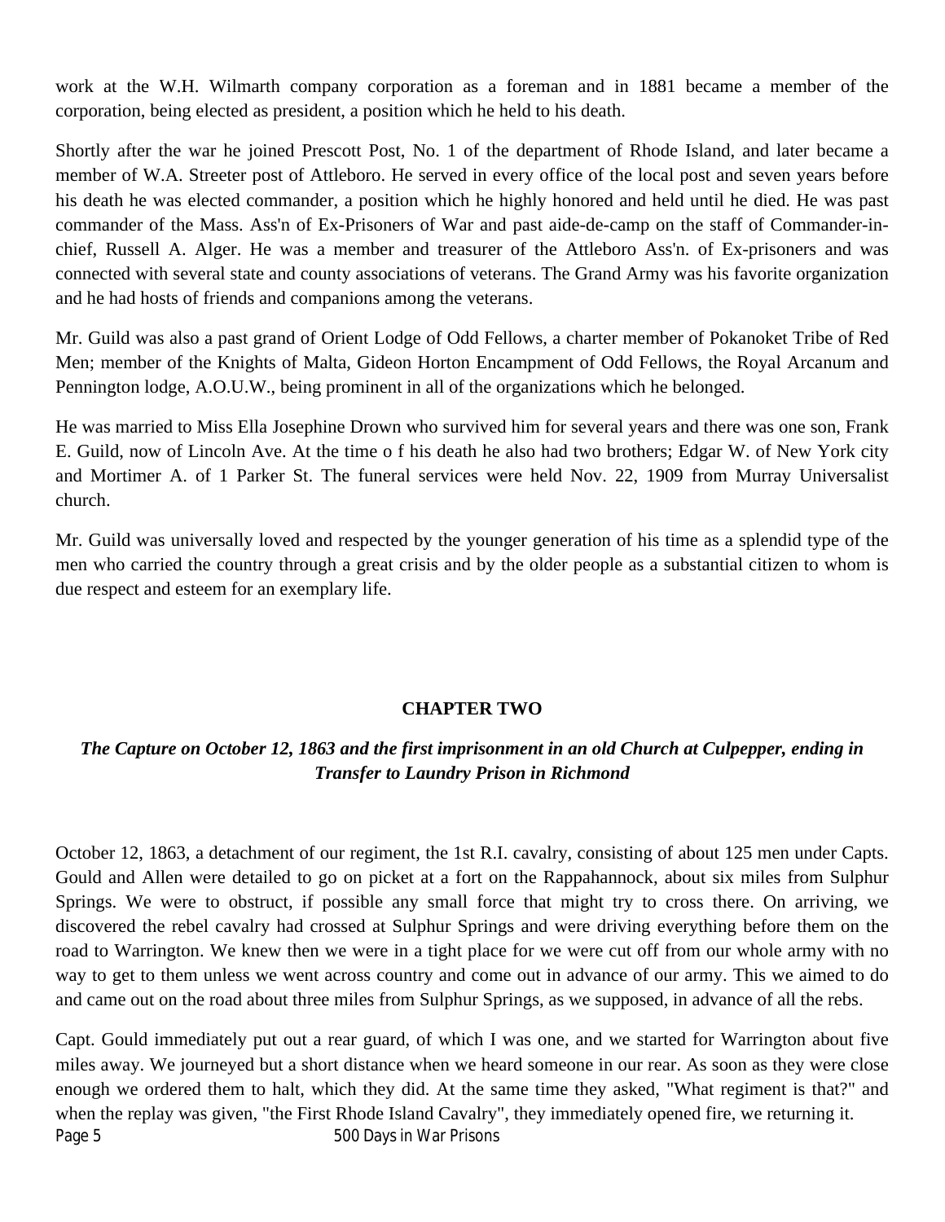work at the W.H. Wilmarth company corporation as a foreman and in 1881 became a member of the corporation, being elected as president, a position which he held to his death.

Shortly after the war he joined Prescott Post, No. 1 of the department of Rhode Island, and later became a member of W.A. Streeter post of Attleboro. He served in every office of the local post and seven years before his death he was elected commander, a position which he highly honored and held until he died. He was past commander of the Mass. Ass'n of Ex-Prisoners of War and past aide-de-camp on the staff of Commander-in-chief, Russell A. Alger. He was a member and treasurer of the Attleboro Ass'n. of Ex-prisoners and was connected with several state and county associations of veterans. The Grand Army was his favorite organization and he had hosts of friends and companions among the veterans.

Mr. Guild was also a past grand of Orient Lodge of Odd Fellows, a charter member of Pokanoket Tribe of Red Men; member of the Knights of Malta, Gideon Horton Encampment of Odd Fellows, the Royal Arcanum and Pennington lodge, A.O.U.W., being prominent in all of the organizations which he belonged.

He was married to Miss Ella Josephine Drown who survived him for several years and there was one son, Frank E. Guild, now of Lincoln Ave. At the time o f his death he also had two brothers; Edgar W. of New York city and Mortimer A. of 1 Parker St. The funeral services were held Nov. 22, 1909 from Murray Universalist church.

Mr. Guild was universally loved and respected by the younger generation of his time as a splendid type of the men who carried the country through a great crisis and by the older people as a substantial citizen to whom is due respect and esteem for an exemplary life.

## CHAPTER TWO

### *The Capture on October 12, 1863 and the first imprisonment in an old Church at Culpepper, ending in Transfer to Laundry Prison in Richmond*

October 12, 1863, a detachment of our regiment, the 1st R.I. cavalry, consisting of about 125 men under Capts. Gould and Allen were detailed to go on picket at a fort on the Rappahannock, about six miles from Sulphur Springs. We were to obstruct, if possible any small force that might try to cross there. On arriving, we discovered the rebel cavalry had crossed at Sulphur Springs and were driving everything before them on the road to Warrington. We knew then we were in a tight place for we were cut off from our whole army with no way to get to them unless we went across country and come out in advance of our army. This we aimed to do and came out on the road about three miles from Sulphur Springs, as we supposed, in advance of all the rebs.

Capt. Gould immediately put out a rear guard, of which I was one, and we started for Warrington about five miles away. We journeyed but a short distance when we heard someone in our rear. As soon as they were close enough we ordered them to halt, which they did. At the same time they asked, "What regiment is that?" and when the replay was given, "the First Rhode Island Cavalry", they immediately opened fire, we returning it.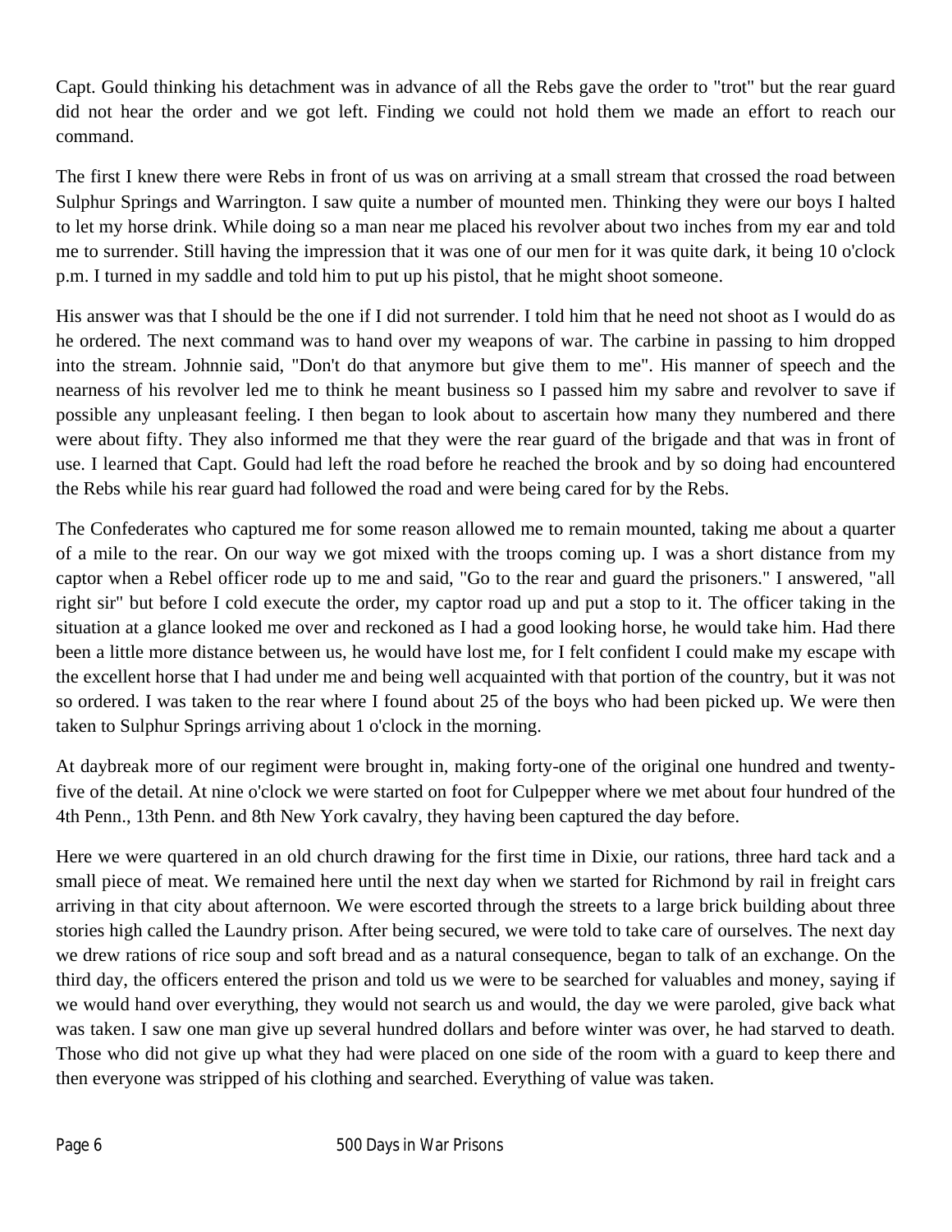Capt. Gould thinking his detachment was in advance of all the Rebs gave the order to "trot" but the rear guard did not hear the order and we got left. Finding we could not hold them we made an effort to reach our command.

The first I knew there were Rebs in front of us was on arriving at a small stream that crossed the road between Sulphur Springs and Warrington. I saw quite a number of mounted men. Thinking they were our boys I halted to let my horse drink. While doing so a man near me placed his revolver about two inches from my ear and told me to surrender. Still having the impression that it was one of our men for it was quite dark, it being 10 o'clock p.m. I turned in my saddle and told him to put up his pistol, that he might shoot someone.

His answer was that I should be the one if I did not surrender. I told him that he need not shoot as I would do as he ordered. The next command was to hand over my weapons of war. The carbine in passing to him dropped into the stream. Johnnie said, "Don't do that anymore but give them to me". His manner of speech and the nearness of his revolver led me to think he meant business so I passed him my sabre and revolver to save if possible any unpleasant feeling. I then began to look about to ascertain how many they numbered and there were about fifty. They also informed me that they were the rear guard of the brigade and that was in front of use. I learned that Capt. Gould had left the road before he reached the brook and by so doing had encountered the Rebs while his rear guard had followed the road and were being cared for by the Rebs.

The Confederates who captured me for some reason allowed me to remain mounted, taking me about a quarter of a mile to the rear. On our way we got mixed with the troops coming up. I was a short distance from my captor when a Rebel officer rode up to me and said, "Go to the rear and guard the prisoners." I answered, "all right sir" but before I cold execute the order, my captor road up and put a stop to it. The officer taking in the situation at a glance looked me over and reckoned as I had a good looking horse, he would take him. Had there been a little more distance between us, he would have lost me, for I felt confident I could make my escape with the excellent horse that I had under me and being well acquainted with that portion of the country, but it was not so ordered. I was taken to the rear where I found about 25 of the boys who had been picked up. We were then taken to Sulphur Springs arriving about 1 o'clock in the morning.

At daybreak more of our regiment were brought in, making forty-one of the original one hundred and twenty-five of the detail. At nine o'clock we were started on foot for Culpepper where we met about four hundred of the 4th Penn., 13th Penn. and 8th New York cavalry, they having been captured the day before.

Here we were quartered in an old church drawing for the first time in Dixie, our rations, three hard tack and a small piece of meat. We remained here until the next day when we started for Richmond by rail in freight cars arriving in that city about afternoon. We were escorted through the streets to a large brick building about three stories high called the Laundry prison. After being secured, we were told to take care of ourselves. The next day we drew rations of rice soup and soft bread and as a natural consequence, began to talk of an exchange. On the third day, the officers entered the prison and told us we were to be searched for valuables and money, saying if we would hand over everything, they would not search us and would, the day we were paroled, give back what was taken. I saw one man give up several hundred dollars and before winter was over, he had starved to death. Those who did not give up what they had were placed on one side of the room with a guard to keep there and then everyone was stripped of his clothing and searched. Everything of value was taken.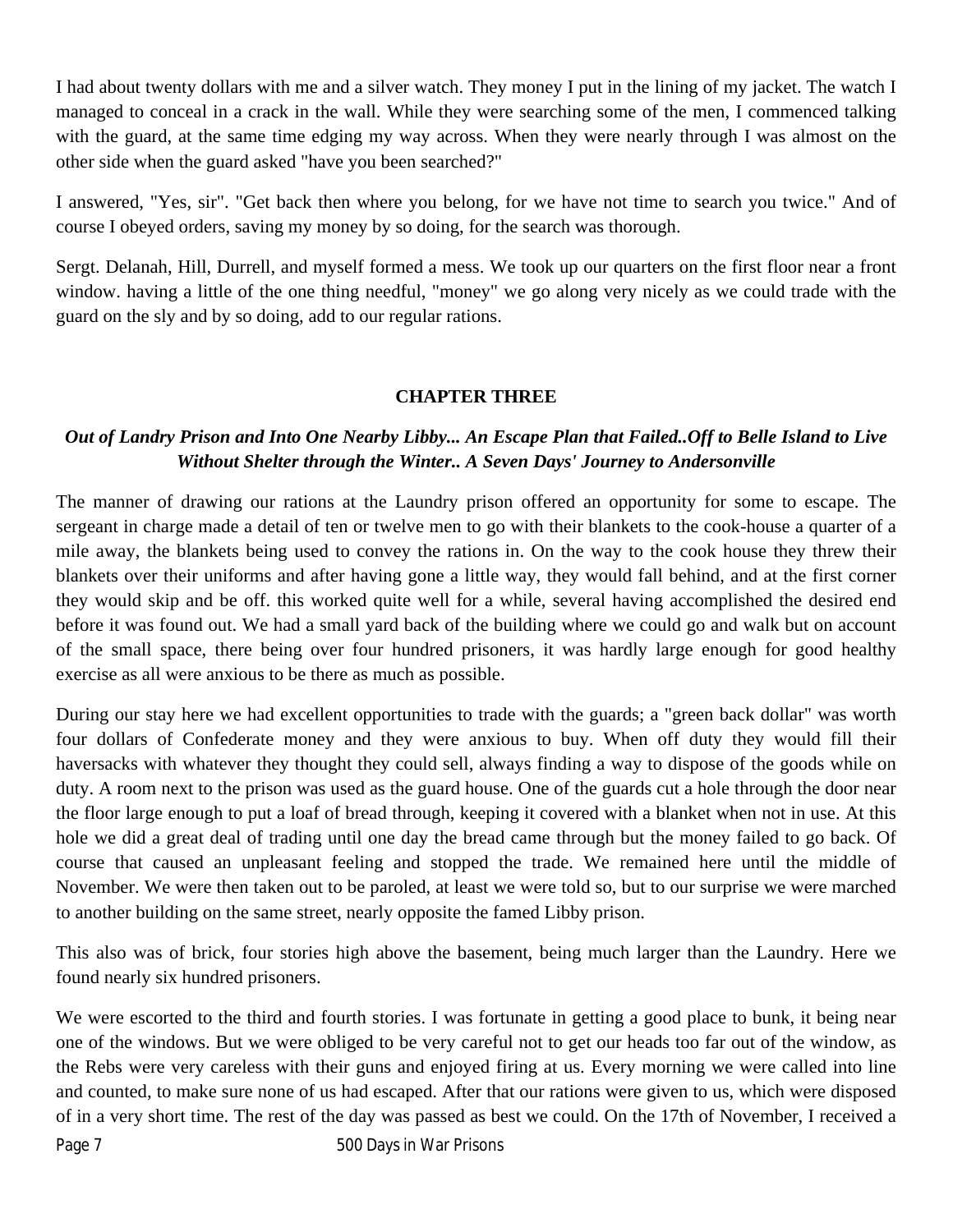I had about twenty dollars with me and a silver watch. They money I put in the lining of my jacket. The watch I managed to conceal in a crack in the wall. While they were searching some of the men, I commenced talking with the guard, at the same time edging my way across. When they were nearly through I was almost on the other side when the guard asked "have you been searched?"

I answered, "Yes, sir". "Get back then where you belong, for we have not time to search you twice." And of course I obeyed orders, saving my money by so doing, for the search was thorough.

Sergt. Delanah, Hill, Durrell, and myself formed a mess. We took up our quarters on the first floor near a front window. having a little of the one thing needful, "money" we go along very nicely as we could trade with the guard on the sly and by so doing, add to our regular rations.

## CHAPTER THREE

***Out of Landry Prison and Into One Nearby Libby... An Escape Plan that Failed..Off to Belle Island to Live Without Shelter through the Winter.. A Seven Days' Journey to Andersonville***

The manner of drawing our rations at the Laundry prison offered an opportunity for some to escape. The sergeant in charge made a detail of ten or twelve men to go with their blankets to the cook-house a quarter of a mile away, the blankets being used to convey the rations in. On the way to the cook house they threw their blankets over their uniforms and after having gone a little way, they would fall behind, and at the first corner they would skip and be off. this worked quite well for a while, several having accomplished the desired end before it was found out. We had a small yard back of the building where we could go and walk but on account of the small space, there being over four hundred prisoners, it was hardly large enough for good healthy exercise as all were anxious to be there as much as possible.

During our stay here we had excellent opportunities to trade with the guards; a "green back dollar" was worth four dollars of Confederate money and they were anxious to buy. When off duty they would fill their haversacks with whatever they thought they could sell, always finding a way to dispose of the goods while on duty. A room next to the prison was used as the guard house. One of the guards cut a hole through the door near the floor large enough to put a loaf of bread through, keeping it covered with a blanket when not in use. At this hole we did a great deal of trading until one day the bread came through but the money failed to go back. Of course that caused an unpleasant feeling and stopped the trade. We remained here until the middle of November. We were then taken out to be paroled, at least we were told so, but to our surprise we were marched to another building on the same street, nearly opposite the famed Libby prison.

This also was of brick, four stories high above the basement, being much larger than the Laundry. Here we found nearly six hundred prisoners.

We were escorted to the third and fourth stories. I was fortunate in getting a good place to bunk, it being near one of the windows. But we were obliged to be very careful not to get our heads too far out of the window, as the Rebs were very careless with their guns and enjoyed firing at us. Every morning we were called into line and counted, to make sure none of us had escaped. After that our rations were given to us, which were disposed of in a very short time. The rest of the day was passed as best we could. On the 17th of November, I received a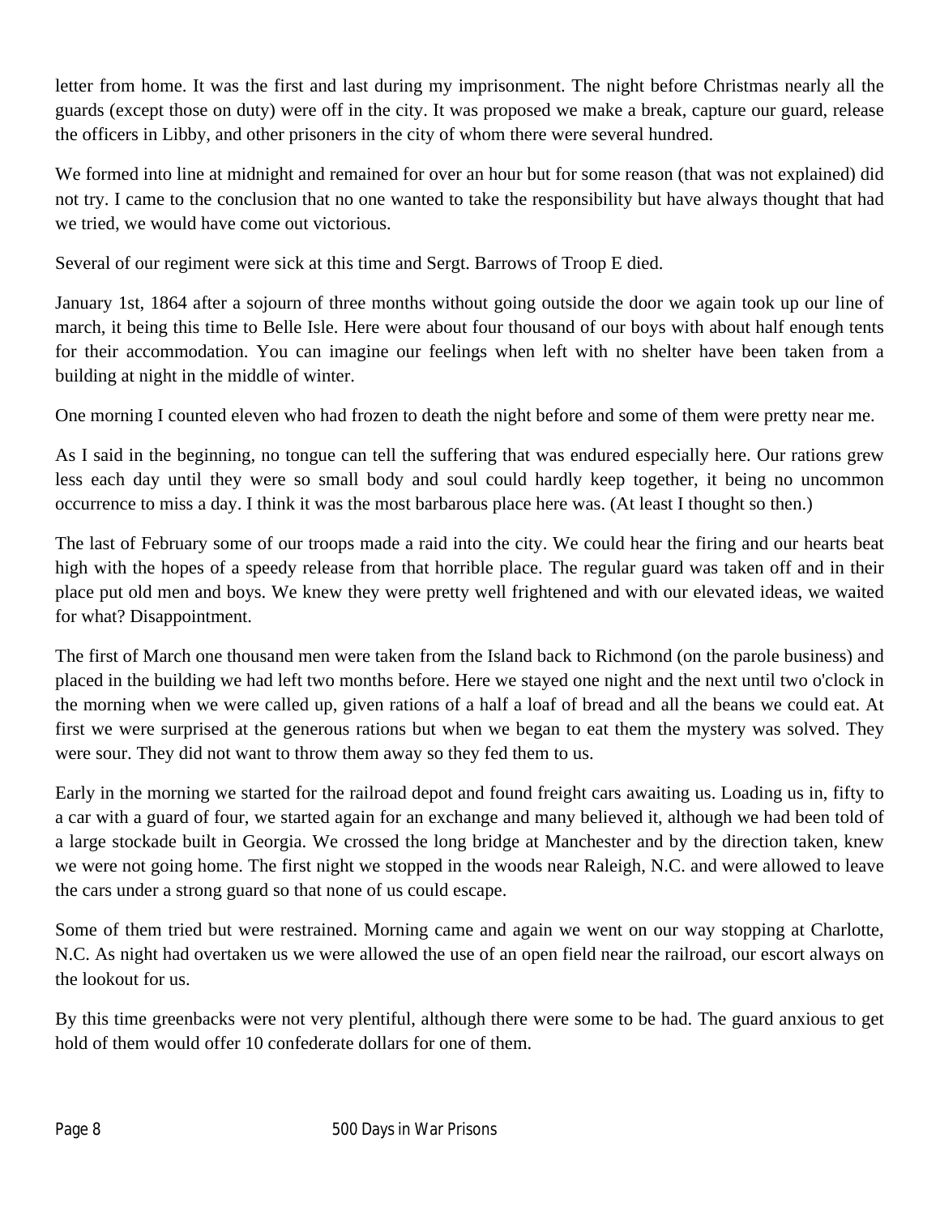letter from home. It was the first and last during my imprisonment. The night before Christmas nearly all the guards (except those on duty) were off in the city. It was proposed we make a break, capture our guard, release the officers in Libby, and other prisoners in the city of whom there were several hundred.

We formed into line at midnight and remained for over an hour but for some reason (that was not explained) did not try. I came to the conclusion that no one wanted to take the responsibility but have always thought that had we tried, we would have come out victorious.

Several of our regiment were sick at this time and Sergt. Barrows of Troop E died.

January 1st, 1864 after a sojourn of three months without going outside the door we again took up our line of march, it being this time to Belle Isle. Here were about four thousand of our boys with about half enough tents for their accommodation. You can imagine our feelings when left with no shelter have been taken from a building at night in the middle of winter.

One morning I counted eleven who had frozen to death the night before and some of them were pretty near me.

As I said in the beginning, no tongue can tell the suffering that was endured especially here. Our rations grew less each day until they were so small body and soul could hardly keep together, it being no uncommon occurrence to miss a day. I think it was the most barbarous place here was. (At least I thought so then.)

The last of February some of our troops made a raid into the city. We could hear the firing and our hearts beat high with the hopes of a speedy release from that horrible place. The regular guard was taken off and in their place put old men and boys. We knew they were pretty well frightened and with our elevated ideas, we waited for what? Disappointment.

The first of March one thousand men were taken from the Island back to Richmond (on the parole business) and placed in the building we had left two months before. Here we stayed one night and the next until two o'clock in the morning when we were called up, given rations of a half a loaf of bread and all the beans we could eat. At first we were surprised at the generous rations but when we began to eat them the mystery was solved. They were sour. They did not want to throw them away so they fed them to us.

Early in the morning we started for the railroad depot and found freight cars awaiting us. Loading us in, fifty to a car with a guard of four, we started again for an exchange and many believed it, although we had been told of a large stockade built in Georgia. We crossed the long bridge at Manchester and by the direction taken, knew we were not going home. The first night we stopped in the woods near Raleigh, N.C. and were allowed to leave the cars under a strong guard so that none of us could escape.

Some of them tried but were restrained. Morning came and again we went on our way stopping at Charlotte, N.C. As night had overtaken us we were allowed the use of an open field near the railroad, our escort always on the lookout for us.

By this time greenbacks were not very plentiful, although there were some to be had. The guard anxious to get hold of them would offer 10 confederate dollars for one of them.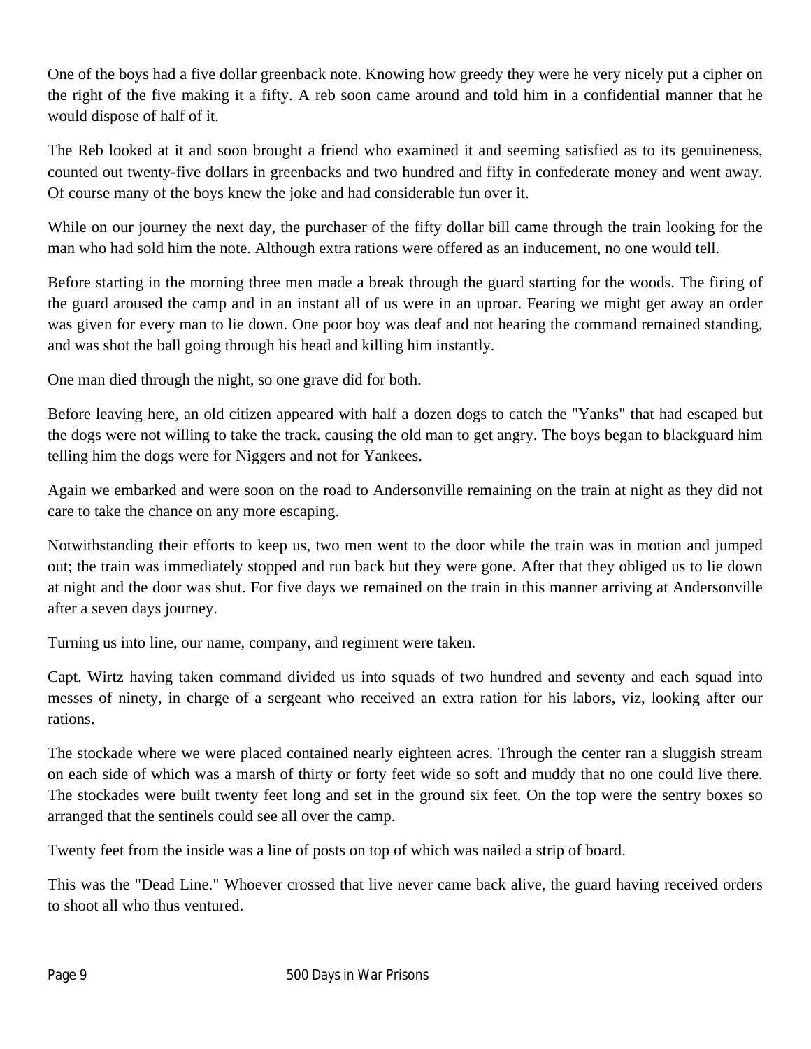One of the boys had a five dollar greenback note. Knowing how greedy they were he very nicely put a cipher on the right of the five making it a fifty. A reb soon came around and told him in a confidential manner that he would dispose of half of it.

The Reb looked at it and soon brought a friend who examined it and seeming satisfied as to its genuineness, counted out twenty-five dollars in greenbacks and two hundred and fifty in confederate money and went away. Of course many of the boys knew the joke and had considerable fun over it.

While on our journey the next day, the purchaser of the fifty dollar bill came through the train looking for the man who had sold him the note. Although extra rations were offered as an inducement, no one would tell.

Before starting in the morning three men made a break through the guard starting for the woods. The firing of the guard aroused the camp and in an instant all of us were in an uproar. Fearing we might get away an order was given for every man to lie down. One poor boy was deaf and not hearing the command remained standing, and was shot the ball going through his head and killing him instantly.

One man died through the night, so one grave did for both.

Before leaving here, an old citizen appeared with half a dozen dogs to catch the "Yanks" that had escaped but the dogs were not willing to take the track. causing the old man to get angry. The boys began to blackguard him telling him the dogs were for Niggers and not for Yankees.

Again we embarked and were soon on the road to Andersonville remaining on the train at night as they did not care to take the chance on any more escaping.

Notwithstanding their efforts to keep us, two men went to the door while the train was in motion and jumped out; the train was immediately stopped and run back but they were gone. After that they obliged us to lie down at night and the door was shut. For five days we remained on the train in this manner arriving at Andersonville after a seven days journey.

Turning us into line, our name, company, and regiment were taken.

Capt. Wirtz having taken command divided us into squads of two hundred and seventy and each squad into messes of ninety, in charge of a sergeant who received an extra ration for his labors, viz, looking after our rations.

The stockade where we were placed contained nearly eighteen acres. Through the center ran a sluggish stream on each side of which was a marsh of thirty or forty feet wide so soft and muddy that no one could live there. The stockades were built twenty feet long and set in the ground six feet. On the top were the sentry boxes so arranged that the sentinels could see all over the camp.

Twenty feet from the inside was a line of posts on top of which was nailed a strip of board.

This was the "Dead Line." Whoever crossed that live never came back alive, the guard having received orders to shoot all who thus ventured.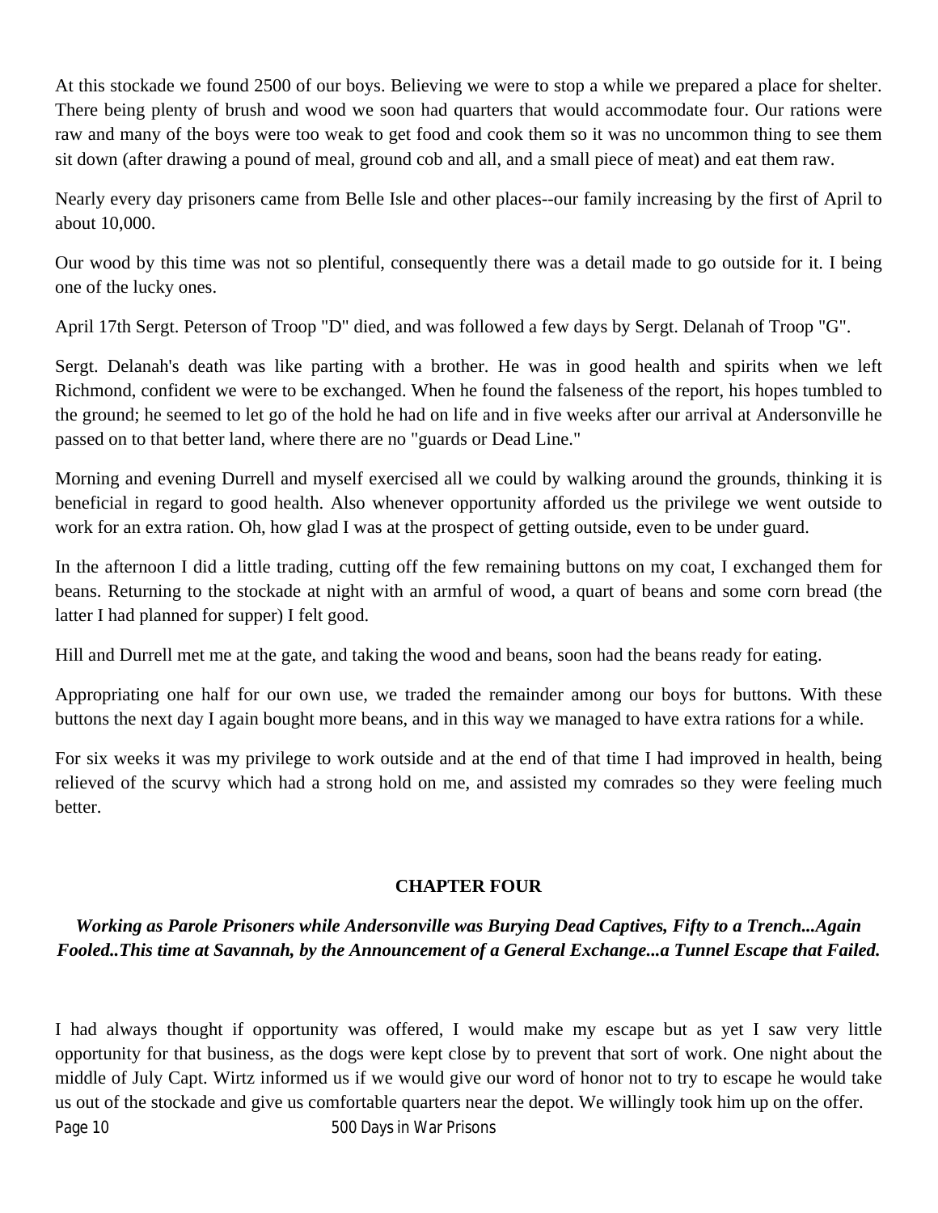At this stockade we found 2500 of our boys. Believing we were to stop a while we prepared a place for shelter. There being plenty of brush and wood we soon had quarters that would accommodate four. Our rations were raw and many of the boys were too weak to get food and cook them so it was no uncommon thing to see them sit down (after drawing a pound of meal, ground cob and all, and a small piece of meat) and eat them raw.

Nearly every day prisoners came from Belle Isle and other places--our family increasing by the first of April to about 10,000.

Our wood by this time was not so plentiful, consequently there was a detail made to go outside for it. I being one of the lucky ones.

April 17th Sergt. Peterson of Troop "D" died, and was followed a few days by Sergt. Delanah of Troop "G".

Sergt. Delanah's death was like parting with a brother. He was in good health and spirits when we left Richmond, confident we were to be exchanged. When he found the falseness of the report, his hopes tumbled to the ground; he seemed to let go of the hold he had on life and in five weeks after our arrival at Andersonville he passed on to that better land, where there are no "guards or Dead Line."

Morning and evening Durrell and myself exercised all we could by walking around the grounds, thinking it is beneficial in regard to good health. Also whenever opportunity afforded us the privilege we went outside to work for an extra ration. Oh, how glad I was at the prospect of getting outside, even to be under guard.

In the afternoon I did a little trading, cutting off the few remaining buttons on my coat, I exchanged them for beans. Returning to the stockade at night with an armful of wood, a quart of beans and some corn bread (the latter I had planned for supper) I felt good.

Hill and Durrell met me at the gate, and taking the wood and beans, soon had the beans ready for eating.

Appropriating one half for our own use, we traded the remainder among our boys for buttons. With these buttons the next day I again bought more beans, and in this way we managed to have extra rations for a while.

For six weeks it was my privilege to work outside and at the end of that time I had improved in health, being relieved of the scurvy which had a strong hold on me, and assisted my comrades so they were feeling much better.

## CHAPTER FOUR

***Working as Parole Prisoners while Andersonville was Burying Dead Captives, Fifty to a Trench...Again Fooled..This time at Savannah, by the Announcement of a General Exchange...a Tunnel Escape that Failed.***

I had always thought if opportunity was offered, I would make my escape but as yet I saw very little opportunity for that business, as the dogs were kept close by to prevent that sort of work. One night about the middle of July Capt. Wirtz informed us if we would give our word of honor not to try to escape he would take us out of the stockade and give us comfortable quarters near the depot. We willingly took him up on the offer.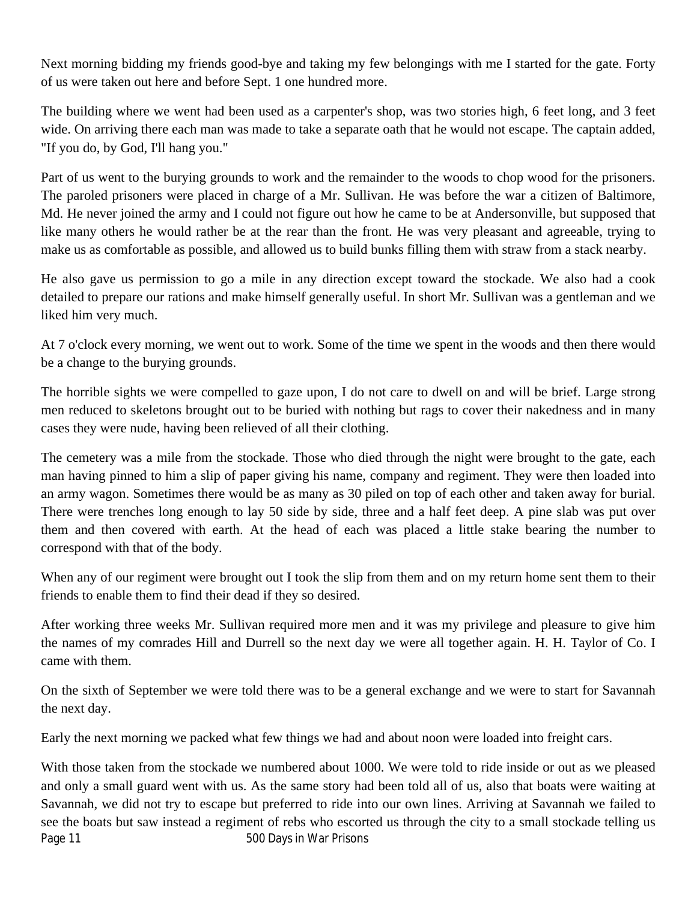Next morning bidding my friends good-bye and taking my few belongings with me I started for the gate. Forty of us were taken out here and before Sept. 1 one hundred more.

The building where we went had been used as a carpenter's shop, was two stories high, 6 feet long, and 3 feet wide. On arriving there each man was made to take a separate oath that he would not escape. The captain added, "If you do, by God, I'll hang you."

Part of us went to the burying grounds to work and the remainder to the woods to chop wood for the prisoners. The paroled prisoners were placed in charge of a Mr. Sullivan. He was before the war a citizen of Baltimore, Md. He never joined the army and I could not figure out how he came to be at Andersonville, but supposed that like many others he would rather be at the rear than the front. He was very pleasant and agreeable, trying to make us as comfortable as possible, and allowed us to build bunks filling them with straw from a stack nearby.

He also gave us permission to go a mile in any direction except toward the stockade. We also had a cook detailed to prepare our rations and make himself generally useful. In short Mr. Sullivan was a gentleman and we liked him very much.

At 7 o'clock every morning, we went out to work. Some of the time we spent in the woods and then there would be a change to the burying grounds.

The horrible sights we were compelled to gaze upon, I do not care to dwell on and will be brief. Large strong men reduced to skeletons brought out to be buried with nothing but rags to cover their nakedness and in many cases they were nude, having been relieved of all their clothing.

The cemetery was a mile from the stockade. Those who died through the night were brought to the gate, each man having pinned to him a slip of paper giving his name, company and regiment. They were then loaded into an army wagon. Sometimes there would be as many as 30 piled on top of each other and taken away for burial. There were trenches long enough to lay 50 side by side, three and a half feet deep. A pine slab was put over them and then covered with earth. At the head of each was placed a little stake bearing the number to correspond with that of the body.

When any of our regiment were brought out I took the slip from them and on my return home sent them to their friends to enable them to find their dead if they so desired.

After working three weeks Mr. Sullivan required more men and it was my privilege and pleasure to give him the names of my comrades Hill and Durrell so the next day we were all together again. H. H. Taylor of Co. I came with them.

On the sixth of September we were told there was to be a general exchange and we were to start for Savannah the next day.

Early the next morning we packed what few things we had and about noon were loaded into freight cars.

With those taken from the stockade we numbered about 1000. We were told to ride inside or out as we pleased and only a small guard went with us. As the same story had been told all of us, also that boats were waiting at Savannah, we did not try to escape but preferred to ride into our own lines. Arriving at Savannah we failed to see the boats but saw instead a regiment of rebs who escorted us through the city to a small stockade telling us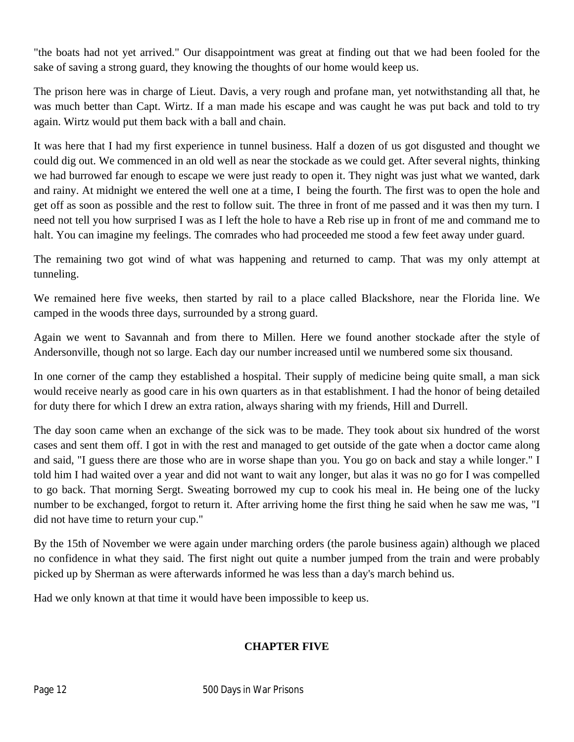"the boats had not yet arrived." Our disappointment was great at finding out that we had been fooled for the sake of saving a strong guard, they knowing the thoughts of our home would keep us.

The prison here was in charge of Lieut. Davis, a very rough and profane man, yet notwithstanding all that, he was much better than Capt. Wirtz. If a man made his escape and was caught he was put back and told to try again. Wirtz would put them back with a ball and chain.

It was here that I had my first experience in tunnel business. Half a dozen of us got disgusted and thought we could dig out. We commenced in an old well as near the stockade as we could get. After several nights, thinking we had burrowed far enough to escape we were just ready to open it. They night was just what we wanted, dark and rainy. At midnight we entered the well one at a time, I being the fourth. The first was to open the hole and get off as soon as possible and the rest to follow suit. The three in front of me passed and it was then my turn. I need not tell you how surprised I was as I left the hole to have a Reb rise up in front of me and command me to halt. You can imagine my feelings. The comrades who had proceeded me stood a few feet away under guard.

The remaining two got wind of what was happening and returned to camp. That was my only attempt at tunneling.

We remained here five weeks, then started by rail to a place called Blackshore, near the Florida line. We camped in the woods three days, surrounded by a strong guard.

Again we went to Savannah and from there to Millen. Here we found another stockade after the style of Andersonville, though not so large. Each day our number increased until we numbered some six thousand.

In one corner of the camp they established a hospital. Their supply of medicine being quite small, a man sick would receive nearly as good care in his own quarters as in that establishment. I had the honor of being detailed for duty there for which I drew an extra ration, always sharing with my friends, Hill and Durrell.

The day soon came when an exchange of the sick was to be made. They took about six hundred of the worst cases and sent them off. I got in with the rest and managed to get outside of the gate when a doctor came along and said, "I guess there are those who are in worse shape than you. You go on back and stay a while longer." I told him I had waited over a year and did not want to wait any longer, but alas it was no go for I was compelled to go back. That morning Sergt. Sweating borrowed my cup to cook his meal in. He being one of the lucky number to be exchanged, forgot to return it. After arriving home the first thing he said when he saw me was, "I did not have time to return your cup."

By the 15th of November we were again under marching orders (the parole business again) although we placed no confidence in what they said. The first night out quite a number jumped from the train and were probably picked up by Sherman as were afterwards informed he was less than a day's march behind us.

Had we only known at that time it would have been impossible to keep us.

## CHAPTER FIVE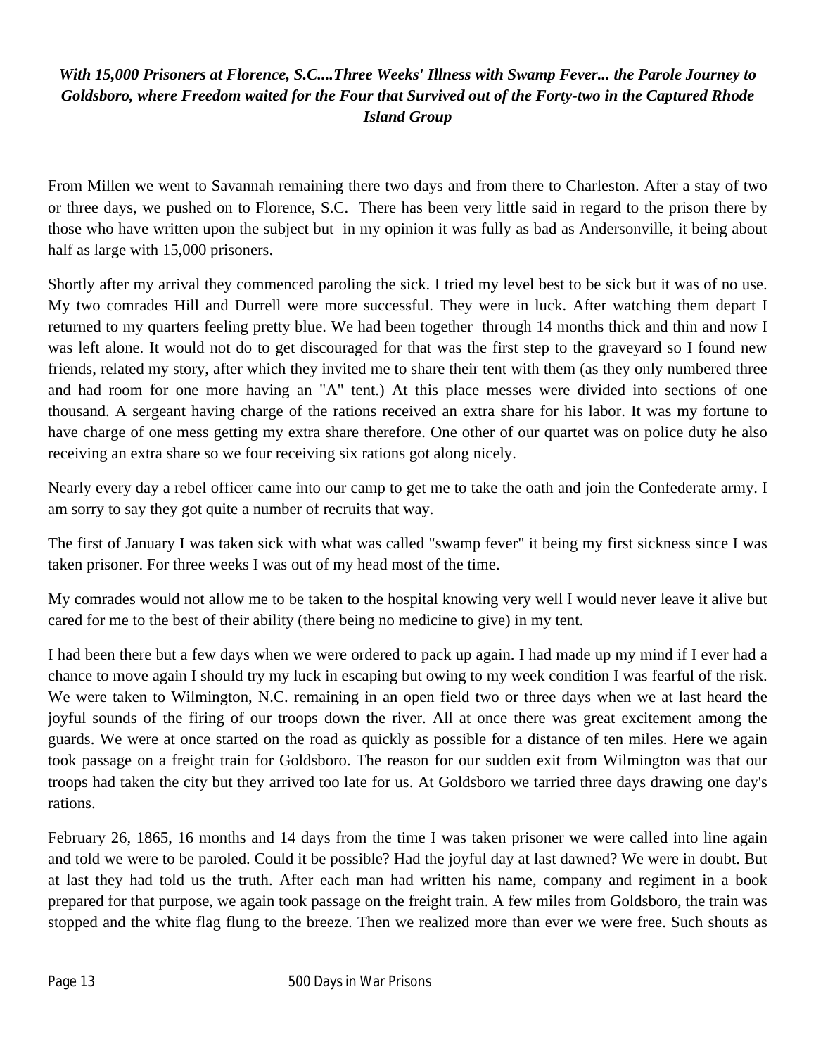***With 15,000 Prisoners at Florence, S.C....Three Weeks' Illness with Swamp Fever... the Parole Journey to Goldsboro, where Freedom waited for the Four that Survived out of the Forty-two in the Captured Rhode Island Group***

From Millen we went to Savannah remaining there two days and from there to Charleston. After a stay of two or three days, we pushed on to Florence, S.C. There has been very little said in regard to the prison there by those who have written upon the subject but in my opinion it was fully as bad as Andersonville, it being about half as large with 15,000 prisoners.

Shortly after my arrival they commenced paroling the sick. I tried my level best to be sick but it was of no use. My two comrades Hill and Durrell were more successful. They were in luck. After watching them depart I returned to my quarters feeling pretty blue. We had been together through 14 months thick and thin and now I was left alone. It would not do to get discouraged for that was the first step to the graveyard so I found new friends, related my story, after which they invited me to share their tent with them (as they only numbered three and had room for one more having an "A" tent.) At this place messes were divided into sections of one thousand. A sergeant having charge of the rations received an extra share for his labor. It was my fortune to have charge of one mess getting my extra share therefore. One other of our quartet was on police duty he also receiving an extra share so we four receiving six rations got along nicely.

Nearly every day a rebel officer came into our camp to get me to take the oath and join the Confederate army. I am sorry to say they got quite a number of recruits that way.

The first of January I was taken sick with what was called "swamp fever" it being my first sickness since I was taken prisoner. For three weeks I was out of my head most of the time.

My comrades would not allow me to be taken to the hospital knowing very well I would never leave it alive but cared for me to the best of their ability (there being no medicine to give) in my tent.

I had been there but a few days when we were ordered to pack up again. I had made up my mind if I ever had a chance to move again I should try my luck in escaping but owing to my week condition I was fearful of the risk. We were taken to Wilmington, N.C. remaining in an open field two or three days when we at last heard the joyful sounds of the firing of our troops down the river. All at once there was great excitement among the guards. We were at once started on the road as quickly as possible for a distance of ten miles. Here we again took passage on a freight train for Goldsboro. The reason for our sudden exit from Wilmington was that our troops had taken the city but they arrived too late for us. At Goldsboro we tarried three days drawing one day's rations.

February 26, 1865, 16 months and 14 days from the time I was taken prisoner we were called into line again and told we were to be paroled. Could it be possible? Had the joyful day at last dawned? We were in doubt. But at last they had told us the truth. After each man had written his name, company and regiment in a book prepared for that purpose, we again took passage on the freight train. A few miles from Goldsboro, the train was stopped and the white flag flung to the breeze. Then we realized more than ever we were free. Such shouts as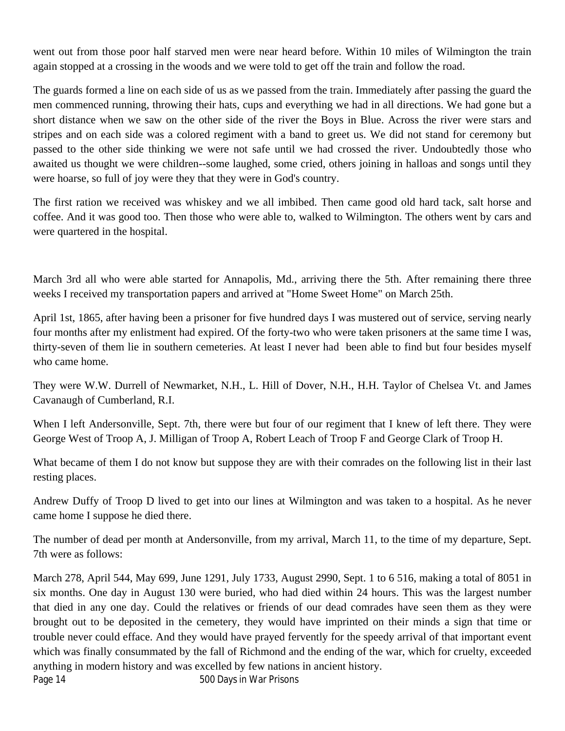went out from those poor half starved men were near heard before. Within 10 miles of Wilmington the train again stopped at a crossing in the woods and we were told to get off the train and follow the road.

The guards formed a line on each side of us as we passed from the train. Immediately after passing the guard the men commenced running, throwing their hats, cups and everything we had in all directions. We had gone but a short distance when we saw on the other side of the river the Boys in Blue. Across the river were stars and stripes and on each side was a colored regiment with a band to greet us. We did not stand for ceremony but passed to the other side thinking we were not safe until we had crossed the river. Undoubtedly those who awaited us thought we were children--some laughed, some cried, others joining in halloas and songs until they were hoarse, so full of joy were they that they were in God's country.

The first ration we received was whiskey and we all imbibed. Then came good old hard tack, salt horse and coffee. And it was good too. Then those who were able to, walked to Wilmington. The others went by cars and were quartered in the hospital.

March 3rd all who were able started for Annapolis, Md., arriving there the 5th. After remaining there three weeks I received my transportation papers and arrived at "Home Sweet Home" on March 25th.

April 1st, 1865, after having been a prisoner for five hundred days I was mustered out of service, serving nearly four months after my enlistment had expired. Of the forty-two who were taken prisoners at the same time I was, thirty-seven of them lie in southern cemeteries. At least I never had been able to find but four besides myself who came home.

They were W.W. Durrell of Newmarket, N.H., L. Hill of Dover, N.H., H.H. Taylor of Chelsea Vt. and James Cavanaugh of Cumberland, R.I.

When I left Andersonville, Sept. 7th, there were but four of our regiment that I knew of left there. They were George West of Troop A, J. Milligan of Troop A, Robert Leach of Troop F and George Clark of Troop H.

What became of them I do not know but suppose they are with their comrades on the following list in their last resting places.

Andrew Duffy of Troop D lived to get into our lines at Wilmington and was taken to a hospital. As he never came home I suppose he died there.

The number of dead per month at Andersonville, from my arrival, March 11, to the time of my departure, Sept. 7th were as follows:

March 278, April 544, May 699, June 1291, July 1733, August 2990, Sept. 1 to 6 516, making a total of 8051 in six months. One day in August 130 were buried, who had died within 24 hours. This was the largest number that died in any one day. Could the relatives or friends of our dead comrades have seen them as they were brought out to be deposited in the cemetery, they would have imprinted on their minds a sign that time or trouble never could efface. And they would have prayed fervently for the speedy arrival of that important event which was finally consummated by the fall of Richmond and the ending of the war, which for cruelty, exceeded anything in modern history and was excelled by few nations in ancient history.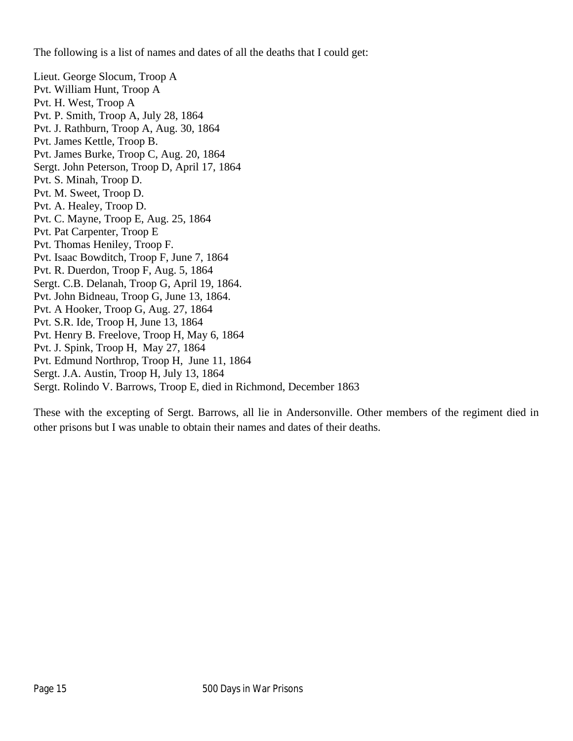The following is a list of names and dates of all the deaths that I could get:

Lieut. George Slocum, Troop A
Pvt. William Hunt, Troop A
Pvt. H. West, Troop A
Pvt. P. Smith, Troop A, July 28, 1864
Pvt. J. Rathburn, Troop A, Aug. 30, 1864
Pvt. James Kettle, Troop B.
Pvt. James Burke, Troop C, Aug. 20, 1864
Sergt. John Peterson, Troop D, April 17, 1864
Pvt. S. Minah, Troop D.
Pvt. M. Sweet, Troop D.
Pvt. A. Healey, Troop D.
Pvt. C. Mayne, Troop E, Aug. 25, 1864
Pvt. Pat Carpenter, Troop E
Pvt. Thomas Heniley, Troop F.
Pvt. Isaac Bowditch, Troop F, June 7, 1864
Pvt. R. Duerdon, Troop F, Aug. 5, 1864
Sergt. C.B. Delanah, Troop G, April 19, 1864.
Pvt. John Bidneau, Troop G, June 13, 1864.
Pvt. A Hooker, Troop G, Aug. 27, 1864
Pvt. S.R. Ide, Troop H, June 13, 1864
Pvt. Henry B. Freelove, Troop H, May 6, 1864
Pvt. J. Spink, Troop H, May 27, 1864
Pvt. Edmund Northrop, Troop H, June 11, 1864
Sergt. J.A. Austin, Troop H, July 13, 1864
Sergt. Rolindo V. Barrows, Troop E, died in Richmond, December 1863

These with the excepting of Sergt. Barrows, all lie in Andersonville. Other members of the regiment died in other prisons but I was unable to obtain their names and dates of their deaths.